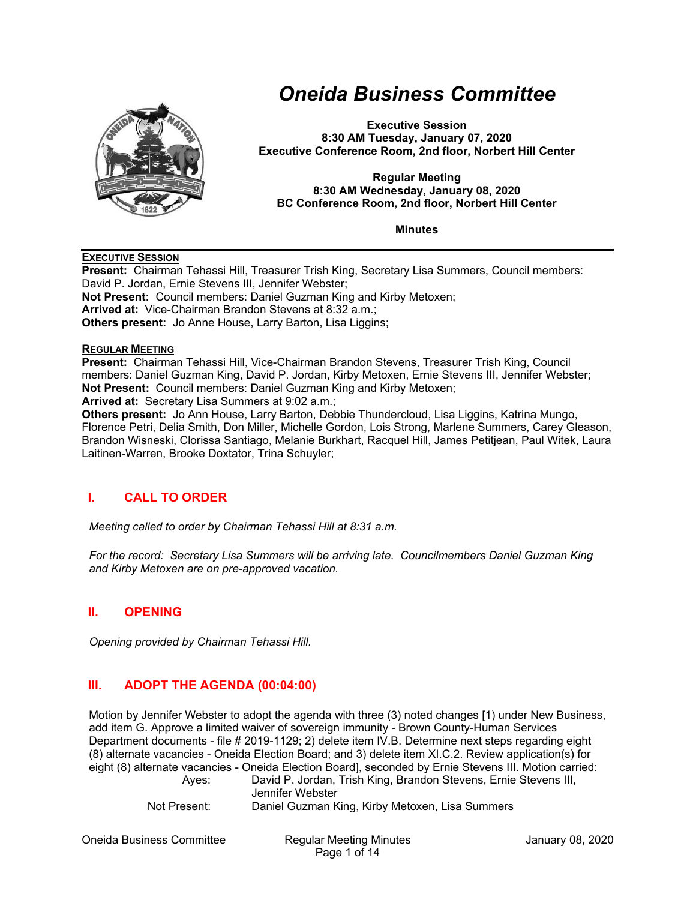# *Oneida Business Committee*

**Executive Session**
**8:30 AM Tuesday, January 07, 2020**
**Executive Conference Room, 2nd floor, Norbert Hill Center**

**Regular Meeting**
**8:30 AM Wednesday, January 08, 2020**
**BC Conference Room, 2nd floor, Norbert Hill Center**

**Minutes**

---

**EXECUTIVE SESSION**
**Present:** Chairman Tehassi Hill, Treasurer Trish King, Secretary Lisa Summers, Council members: David P. Jordan, Ernie Stevens III, Jennifer Webster;
**Not Present:** Council members: Daniel Guzman King and Kirby Metoxen;
**Arrived at:** Vice-Chairman Brandon Stevens at 8:32 a.m.;
**Others present:** Jo Anne House, Larry Barton, Lisa Liggins;

**REGULAR MEETING**
**Present:** Chairman Tehassi Hill, Vice-Chairman Brandon Stevens, Treasurer Trish King, Council members: Daniel Guzman King, David P. Jordan, Kirby Metoxen, Ernie Stevens III, Jennifer Webster;
**Not Present:** Council members: Daniel Guzman King and Kirby Metoxen;
**Arrived at:** Secretary Lisa Summers at 9:02 a.m.;
**Others present:** Jo Ann House, Larry Barton, Debbie Thundercloud, Lisa Liggins, Katrina Mungo, Florence Petri, Delia Smith, Don Miller, Michelle Gordon, Lois Strong, Marlene Summers, Carey Gleason, Brandon Wisneski, Clorissa Santiago, Melanie Burkhart, Racquel Hill, James Petitjean, Paul Witek, Laura Laitinen-Warren, Brooke Doxtator, Trina Schuyler;

## I. CALL TO ORDER

*Meeting called to order by Chairman Tehassi Hill at 8:31 a.m.*

*For the record: Secretary Lisa Summers will be arriving late. Councilmembers Daniel Guzman King and Kirby Metoxen are on pre-approved vacation.*

## II. OPENING

*Opening provided by Chairman Tehassi Hill.*

## III. ADOPT THE AGENDA (00:04:00)

Motion by Jennifer Webster to adopt the agenda with three (3) noted changes [1) under New Business, add item G. Approve a limited waiver of sovereign immunity - Brown County-Human Services Department documents - file # 2019-1129; 2) delete item IV.B. Determine next steps regarding eight (8) alternate vacancies - Oneida Election Board; and 3) delete item XI.C.2. Review application(s) for eight (8) alternate vacancies - Oneida Election Board], seconded by Ernie Stevens III. Motion carried:

| | |
|---|---|
| Ayes: | David P. Jordan, Trish King, Brandon Stevens, Ernie Stevens III, Jennifer Webster |
| Not Present: | Daniel Guzman King, Kirby Metoxen, Lisa Summers |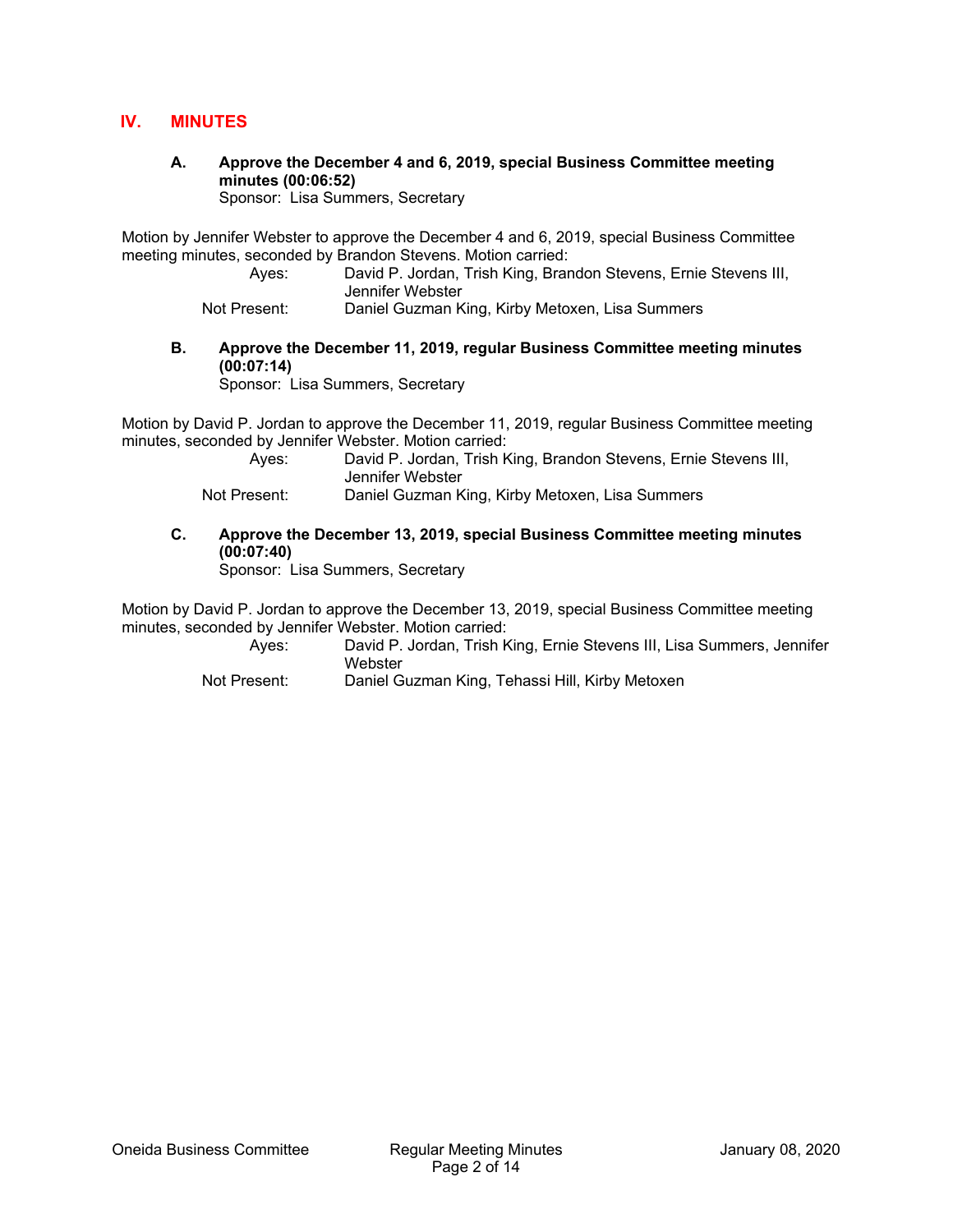## IV. MINUTES

**A. Approve the December 4 and 6, 2019, special Business Committee meeting minutes (00:06:52)**
Sponsor: Lisa Summers, Secretary

Motion by Jennifer Webster to approve the December 4 and 6, 2019, special Business Committee meeting minutes, seconded by Brandon Stevens. Motion carried:

Ayes: David P. Jordan, Trish King, Brandon Stevens, Ernie Stevens III, Jennifer Webster
Not Present: Daniel Guzman King, Kirby Metoxen, Lisa Summers

**B. Approve the December 11, 2019, regular Business Committee meeting minutes (00:07:14)**
Sponsor: Lisa Summers, Secretary

Motion by David P. Jordan to approve the December 11, 2019, regular Business Committee meeting minutes, seconded by Jennifer Webster. Motion carried:

Ayes: David P. Jordan, Trish King, Brandon Stevens, Ernie Stevens III, Jennifer Webster
Not Present: Daniel Guzman King, Kirby Metoxen, Lisa Summers

**C. Approve the December 13, 2019, special Business Committee meeting minutes (00:07:40)**
Sponsor: Lisa Summers, Secretary

Motion by David P. Jordan to approve the December 13, 2019, special Business Committee meeting minutes, seconded by Jennifer Webster. Motion carried:

Ayes: David P. Jordan, Trish King, Ernie Stevens III, Lisa Summers, Jennifer Webster
Not Present: Daniel Guzman King, Tehassi Hill, Kirby Metoxen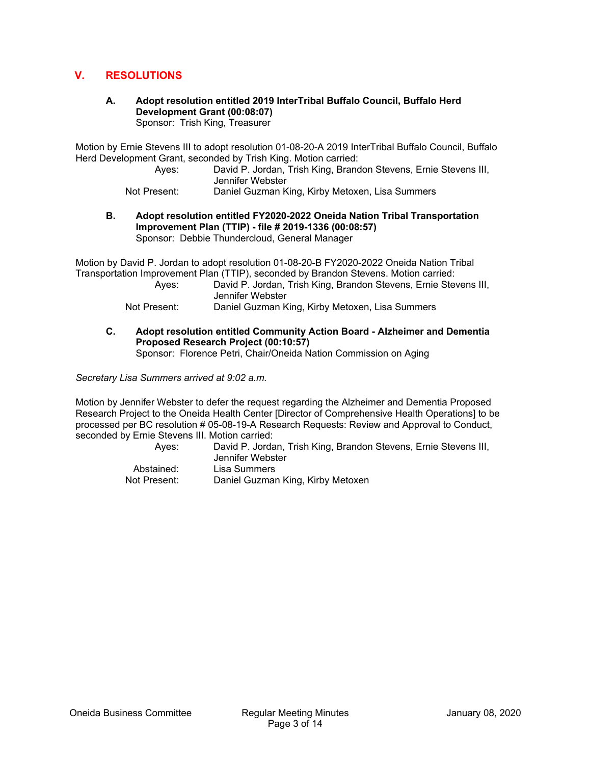## V. RESOLUTIONS

### A. Adopt resolution entitled 2019 InterTribal Buffalo Council, Buffalo Herd Development Grant (00:08:07)

Sponsor: Trish King, Treasurer

Motion by Ernie Stevens III to adopt resolution 01-08-20-A 2019 InterTribal Buffalo Council, Buffalo Herd Development Grant, seconded by Trish King. Motion carried:

| | |
|---|---|
| Ayes: | David P. Jordan, Trish King, Brandon Stevens, Ernie Stevens III, Jennifer Webster |
| Not Present: | Daniel Guzman King, Kirby Metoxen, Lisa Summers |

### B. Adopt resolution entitled FY2020-2022 Oneida Nation Tribal Transportation Improvement Plan (TTIP) - file # 2019-1336 (00:08:57)

Sponsor: Debbie Thundercloud, General Manager

Motion by David P. Jordan to adopt resolution 01-08-20-B FY2020-2022 Oneida Nation Tribal Transportation Improvement Plan (TTIP), seconded by Brandon Stevens. Motion carried:

| | |
|---|---|
| Ayes: | David P. Jordan, Trish King, Brandon Stevens, Ernie Stevens III, Jennifer Webster |
| Not Present: | Daniel Guzman King, Kirby Metoxen, Lisa Summers |

### C. Adopt resolution entitled Community Action Board - Alzheimer and Dementia Proposed Research Project (00:10:57)

Sponsor: Florence Petri, Chair/Oneida Nation Commission on Aging

*Secretary Lisa Summers arrived at 9:02 a.m.*

Motion by Jennifer Webster to defer the request regarding the Alzheimer and Dementia Proposed Research Project to the Oneida Health Center [Director of Comprehensive Health Operations] to be processed per BC resolution # 05-08-19-A Research Requests: Review and Approval to Conduct, seconded by Ernie Stevens III. Motion carried:

| | |
|---|---|
| Ayes: | David P. Jordan, Trish King, Brandon Stevens, Ernie Stevens III, Jennifer Webster |
| Abstained: | Lisa Summers |
| Not Present: | Daniel Guzman King, Kirby Metoxen |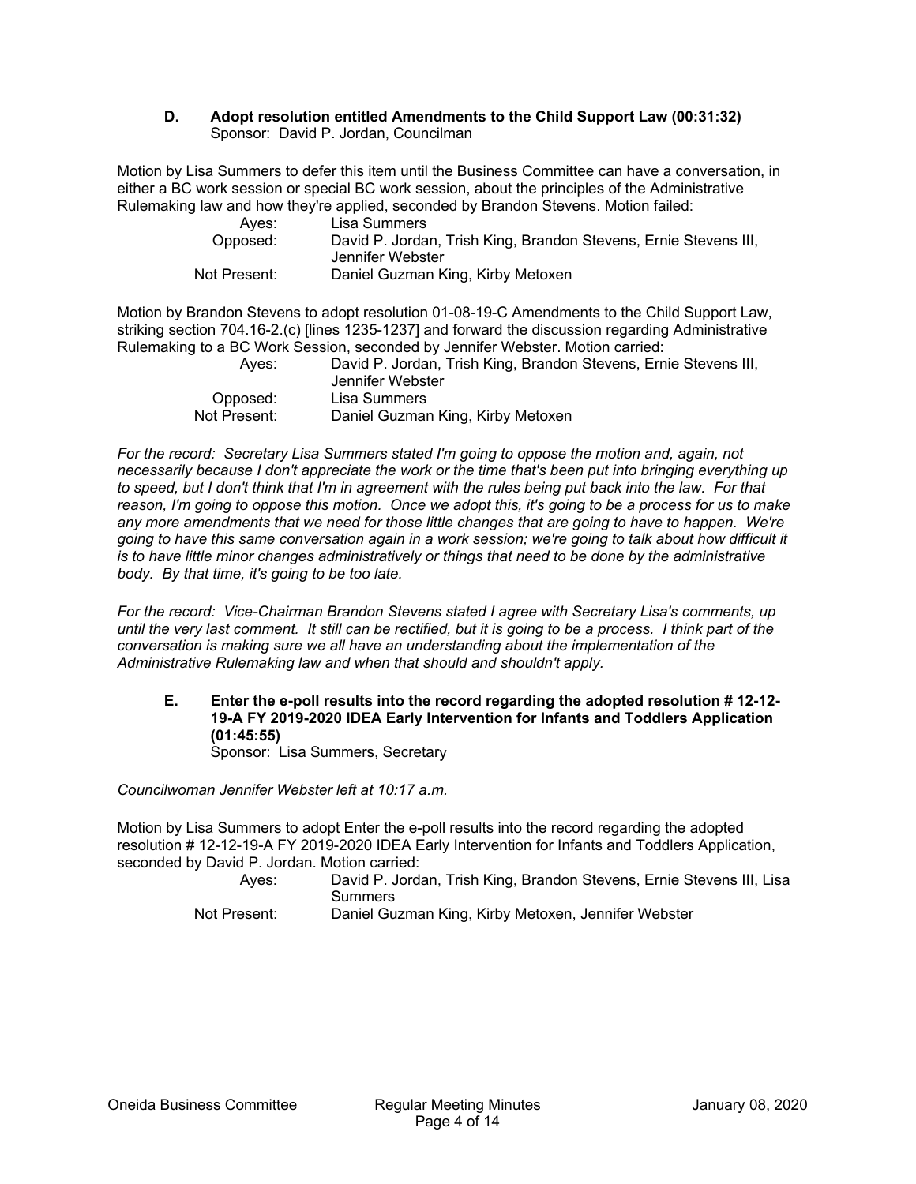**D. Adopt resolution entitled Amendments to the Child Support Law (00:31:32)**
Sponsor: David P. Jordan, Councilman

Motion by Lisa Summers to defer this item until the Business Committee can have a conversation, in either a BC work session or special BC work session, about the principles of the Administrative Rulemaking law and how they're applied, seconded by Brandon Stevens. Motion failed:

| | |
|---|---|
| Ayes: | Lisa Summers |
| Opposed: | David P. Jordan, Trish King, Brandon Stevens, Ernie Stevens III, Jennifer Webster |
| Not Present: | Daniel Guzman King, Kirby Metoxen |

Motion by Brandon Stevens to adopt resolution 01-08-19-C Amendments to the Child Support Law, striking section 704.16-2.(c) [lines 1235-1237] and forward the discussion regarding Administrative Rulemaking to a BC Work Session, seconded by Jennifer Webster. Motion carried:

| | |
|---|---|
| Ayes: | David P. Jordan, Trish King, Brandon Stevens, Ernie Stevens III, Jennifer Webster |
| Opposed: | Lisa Summers |
| Not Present: | Daniel Guzman King, Kirby Metoxen |

*For the record: Secretary Lisa Summers stated I'm going to oppose the motion and, again, not necessarily because I don't appreciate the work or the time that's been put into bringing everything up to speed, but I don't think that I'm in agreement with the rules being put back into the law. For that reason, I'm going to oppose this motion. Once we adopt this, it's going to be a process for us to make any more amendments that we need for those little changes that are going to have to happen. We're going to have this same conversation again in a work session; we're going to talk about how difficult it is to have little minor changes administratively or things that need to be done by the administrative body. By that time, it's going to be too late.*

*For the record: Vice-Chairman Brandon Stevens stated I agree with Secretary Lisa's comments, up until the very last comment. It still can be rectified, but it is going to be a process. I think part of the conversation is making sure we all have an understanding about the implementation of the Administrative Rulemaking law and when that should and shouldn't apply.*

**E. Enter the e-poll results into the record regarding the adopted resolution # 12-12-19-A FY 2019-2020 IDEA Early Intervention for Infants and Toddlers Application (01:45:55)**
Sponsor: Lisa Summers, Secretary

*Councilwoman Jennifer Webster left at 10:17 a.m.*

Motion by Lisa Summers to adopt Enter the e-poll results into the record regarding the adopted resolution # 12-12-19-A FY 2019-2020 IDEA Early Intervention for Infants and Toddlers Application, seconded by David P. Jordan. Motion carried:

| | |
|---|---|
| Ayes: | David P. Jordan, Trish King, Brandon Stevens, Ernie Stevens III, Lisa Summers |
| Not Present: | Daniel Guzman King, Kirby Metoxen, Jennifer Webster |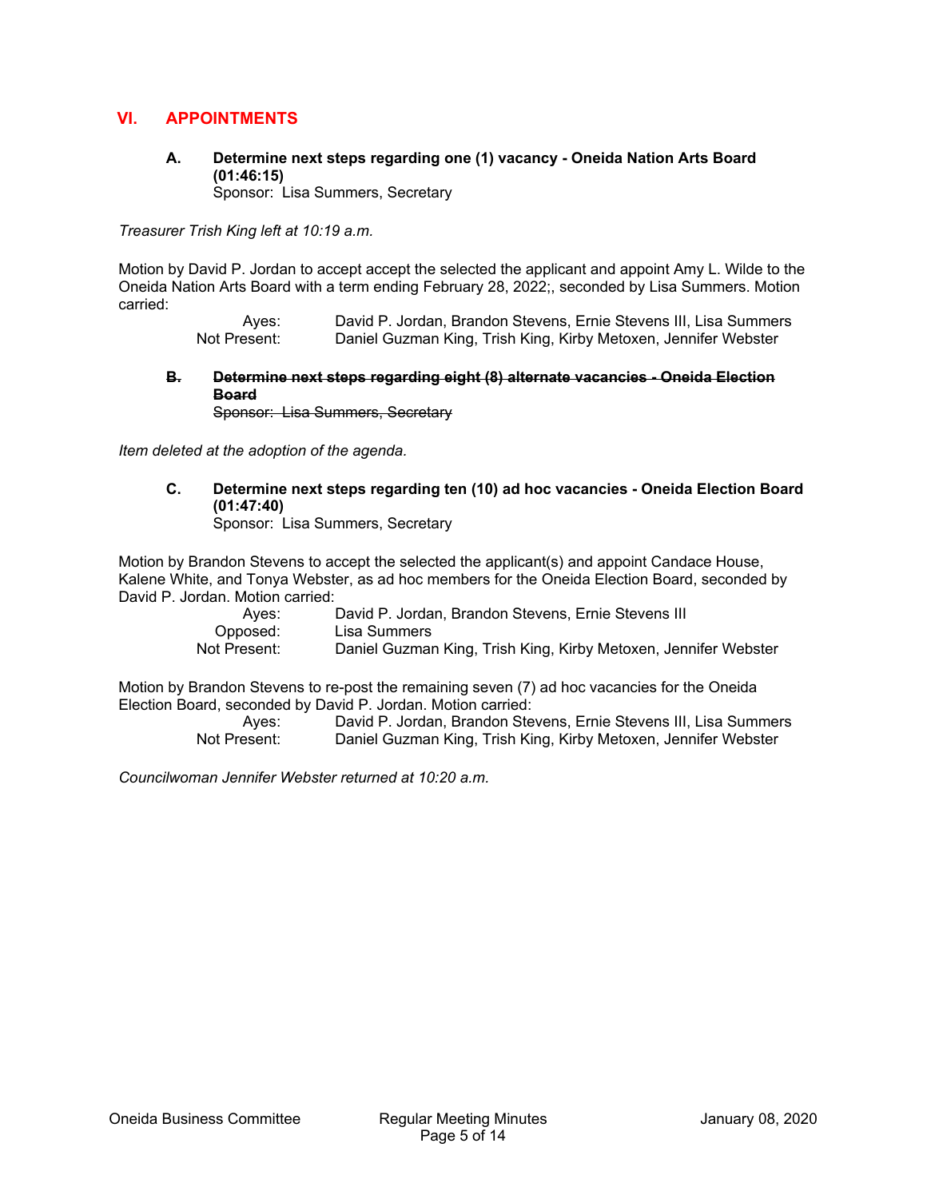## VI. APPOINTMENTS

### A. Determine next steps regarding one (1) vacancy - Oneida Nation Arts Board (01:46:15)

Sponsor: Lisa Summers, Secretary

*Treasurer Trish King left at 10:19 a.m.*

Motion by David P. Jordan to accept accept the selected the applicant and appoint Amy L. Wilde to the Oneida Nation Arts Board with a term ending February 28, 2022;, seconded by Lisa Summers. Motion carried:

| | |
|---|---|
| Ayes: | David P. Jordan, Brandon Stevens, Ernie Stevens III, Lisa Summers |
| Not Present: | Daniel Guzman King, Trish King, Kirby Metoxen, Jennifer Webster |

### ~~B. Determine next steps regarding eight (8) alternate vacancies - Oneida Election Board~~

~~Sponsor: Lisa Summers, Secretary~~

*Item deleted at the adoption of the agenda.*

### C. Determine next steps regarding ten (10) ad hoc vacancies - Oneida Election Board (01:47:40)

Sponsor: Lisa Summers, Secretary

Motion by Brandon Stevens to accept the selected the applicant(s) and appoint Candace House, Kalene White, and Tonya Webster, as ad hoc members for the Oneida Election Board, seconded by David P. Jordan. Motion carried:

| | |
|---|---|
| Ayes: | David P. Jordan, Brandon Stevens, Ernie Stevens III |
| Opposed: | Lisa Summers |
| Not Present: | Daniel Guzman King, Trish King, Kirby Metoxen, Jennifer Webster |

Motion by Brandon Stevens to re-post the remaining seven (7) ad hoc vacancies for the Oneida Election Board, seconded by David P. Jordan. Motion carried:

| | |
|---|---|
| Ayes: | David P. Jordan, Brandon Stevens, Ernie Stevens III, Lisa Summers |
| Not Present: | Daniel Guzman King, Trish King, Kirby Metoxen, Jennifer Webster |

*Councilwoman Jennifer Webster returned at 10:20 a.m.*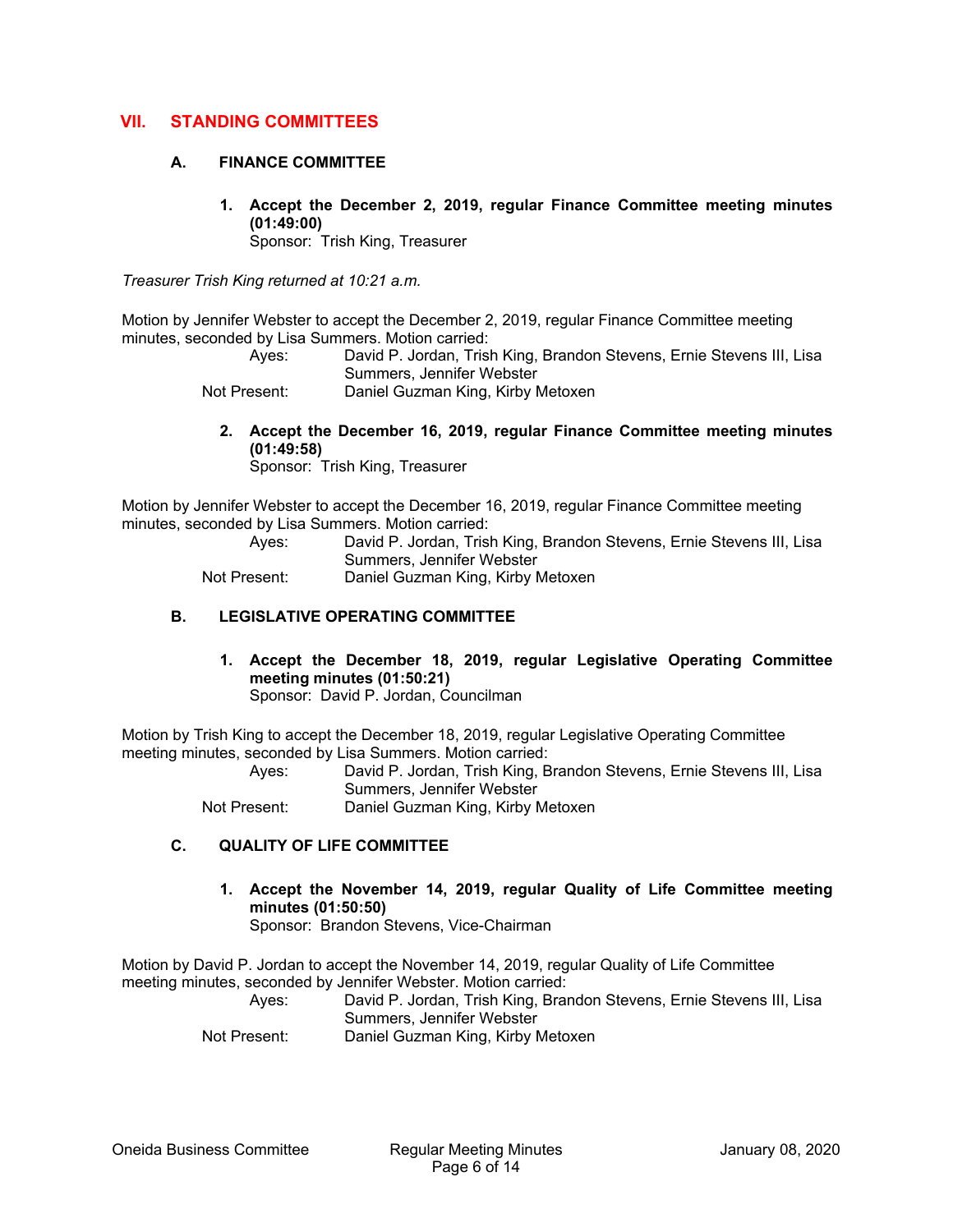## VII. STANDING COMMITTEES

### A. FINANCE COMMITTEE

**1. Accept the December 2, 2019, regular Finance Committee meeting minutes (01:49:00)**
Sponsor: Trish King, Treasurer

*Treasurer Trish King returned at 10:21 a.m.*

Motion by Jennifer Webster to accept the December 2, 2019, regular Finance Committee meeting minutes, seconded by Lisa Summers. Motion carried:

Ayes: David P. Jordan, Trish King, Brandon Stevens, Ernie Stevens III, Lisa Summers, Jennifer Webster
Not Present: Daniel Guzman King, Kirby Metoxen

**2. Accept the December 16, 2019, regular Finance Committee meeting minutes (01:49:58)**
Sponsor: Trish King, Treasurer

Motion by Jennifer Webster to accept the December 16, 2019, regular Finance Committee meeting minutes, seconded by Lisa Summers. Motion carried:

Ayes: David P. Jordan, Trish King, Brandon Stevens, Ernie Stevens III, Lisa Summers, Jennifer Webster
Not Present: Daniel Guzman King, Kirby Metoxen

### B. LEGISLATIVE OPERATING COMMITTEE

**1. Accept the December 18, 2019, regular Legislative Operating Committee meeting minutes (01:50:21)**
Sponsor: David P. Jordan, Councilman

Motion by Trish King to accept the December 18, 2019, regular Legislative Operating Committee meeting minutes, seconded by Lisa Summers. Motion carried:

Ayes: David P. Jordan, Trish King, Brandon Stevens, Ernie Stevens III, Lisa Summers, Jennifer Webster
Not Present: Daniel Guzman King, Kirby Metoxen

### C. QUALITY OF LIFE COMMITTEE

**1. Accept the November 14, 2019, regular Quality of Life Committee meeting minutes (01:50:50)**
Sponsor: Brandon Stevens, Vice-Chairman

Motion by David P. Jordan to accept the November 14, 2019, regular Quality of Life Committee meeting minutes, seconded by Jennifer Webster. Motion carried:

Ayes: David P. Jordan, Trish King, Brandon Stevens, Ernie Stevens III, Lisa Summers, Jennifer Webster
Not Present: Daniel Guzman King, Kirby Metoxen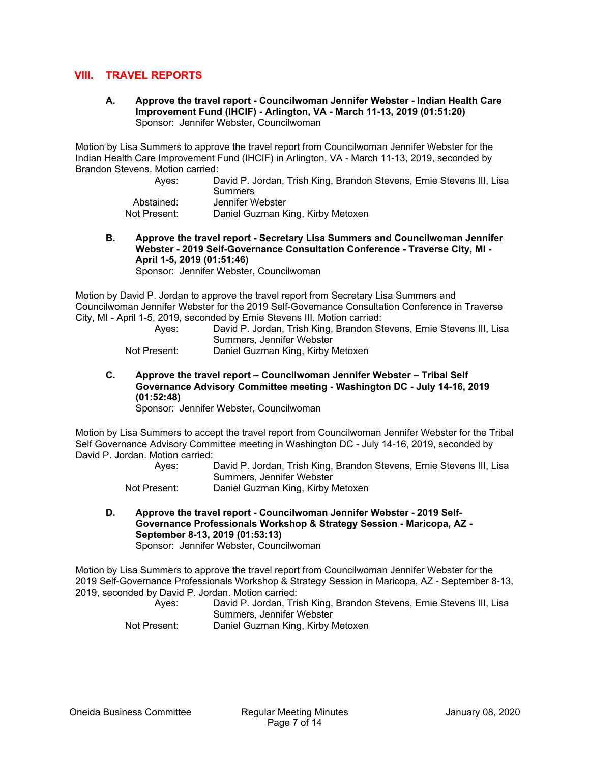## VIII. TRAVEL REPORTS

**A. Approve the travel report - Councilwoman Jennifer Webster - Indian Health Care Improvement Fund (IHCIF) - Arlington, VA - March 11-13, 2019 (01:51:20)**
Sponsor: Jennifer Webster, Councilwoman

Motion by Lisa Summers to approve the travel report from Councilwoman Jennifer Webster for the Indian Health Care Improvement Fund (IHCIF) in Arlington, VA - March 11-13, 2019, seconded by Brandon Stevens. Motion carried:

Ayes: David P. Jordan, Trish King, Brandon Stevens, Ernie Stevens III, Lisa Summers
Abstained: Jennifer Webster
Not Present: Daniel Guzman King, Kirby Metoxen

**B. Approve the travel report - Secretary Lisa Summers and Councilwoman Jennifer Webster - 2019 Self-Governance Consultation Conference - Traverse City, MI - April 1-5, 2019 (01:51:46)**
Sponsor: Jennifer Webster, Councilwoman

Motion by David P. Jordan to approve the travel report from Secretary Lisa Summers and Councilwoman Jennifer Webster for the 2019 Self-Governance Consultation Conference in Traverse City, MI - April 1-5, 2019, seconded by Ernie Stevens III. Motion carried:

Ayes: David P. Jordan, Trish King, Brandon Stevens, Ernie Stevens III, Lisa Summers, Jennifer Webster
Not Present: Daniel Guzman King, Kirby Metoxen

**C. Approve the travel report – Councilwoman Jennifer Webster – Tribal Self Governance Advisory Committee meeting - Washington DC - July 14-16, 2019 (01:52:48)**
Sponsor: Jennifer Webster, Councilwoman

Motion by Lisa Summers to accept the travel report from Councilwoman Jennifer Webster for the Tribal Self Governance Advisory Committee meeting in Washington DC - July 14-16, 2019, seconded by David P. Jordan. Motion carried:

Ayes: David P. Jordan, Trish King, Brandon Stevens, Ernie Stevens III, Lisa Summers, Jennifer Webster
Not Present: Daniel Guzman King, Kirby Metoxen

**D. Approve the travel report - Councilwoman Jennifer Webster - 2019 Self-Governance Professionals Workshop & Strategy Session - Maricopa, AZ - September 8-13, 2019 (01:53:13)**
Sponsor: Jennifer Webster, Councilwoman

Motion by Lisa Summers to approve the travel report from Councilwoman Jennifer Webster for the 2019 Self-Governance Professionals Workshop & Strategy Session in Maricopa, AZ - September 8-13, 2019, seconded by David P. Jordan. Motion carried:

Ayes: David P. Jordan, Trish King, Brandon Stevens, Ernie Stevens III, Lisa Summers, Jennifer Webster
Not Present: Daniel Guzman King, Kirby Metoxen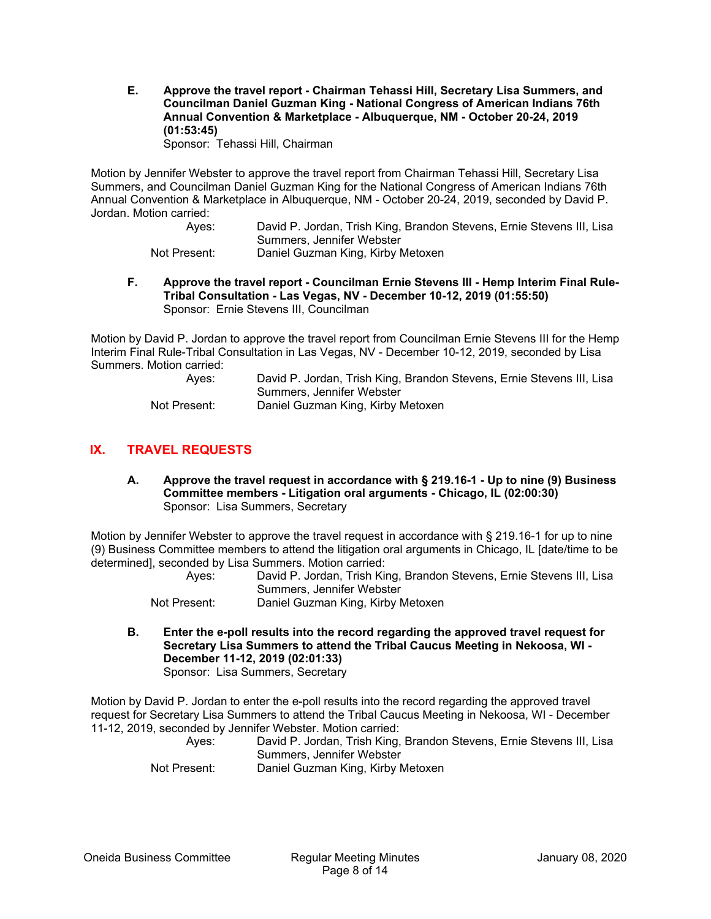**E. Approve the travel report - Chairman Tehassi Hill, Secretary Lisa Summers, and Councilman Daniel Guzman King - National Congress of American Indians 76th Annual Convention & Marketplace - Albuquerque, NM - October 20-24, 2019 (01:53:45)**
Sponsor: Tehassi Hill, Chairman

Motion by Jennifer Webster to approve the travel report from Chairman Tehassi Hill, Secretary Lisa Summers, and Councilman Daniel Guzman King for the National Congress of American Indians 76th Annual Convention & Marketplace in Albuquerque, NM - October 20-24, 2019, seconded by David P. Jordan. Motion carried:

Ayes: David P. Jordan, Trish King, Brandon Stevens, Ernie Stevens III, Lisa Summers, Jennifer Webster
Not Present: Daniel Guzman King, Kirby Metoxen

**F. Approve the travel report - Councilman Ernie Stevens III - Hemp Interim Final Rule-Tribal Consultation - Las Vegas, NV - December 10-12, 2019 (01:55:50)**
Sponsor: Ernie Stevens III, Councilman

Motion by David P. Jordan to approve the travel report from Councilman Ernie Stevens III for the Hemp Interim Final Rule-Tribal Consultation in Las Vegas, NV - December 10-12, 2019, seconded by Lisa Summers. Motion carried:

Ayes: David P. Jordan, Trish King, Brandon Stevens, Ernie Stevens III, Lisa Summers, Jennifer Webster
Not Present: Daniel Guzman King, Kirby Metoxen

## IX. TRAVEL REQUESTS

**A. Approve the travel request in accordance with § 219.16-1 - Up to nine (9) Business Committee members - Litigation oral arguments - Chicago, IL (02:00:30)**
Sponsor: Lisa Summers, Secretary

Motion by Jennifer Webster to approve the travel request in accordance with § 219.16-1 for up to nine (9) Business Committee members to attend the litigation oral arguments in Chicago, IL [date/time to be determined], seconded by Lisa Summers. Motion carried:

Ayes: David P. Jordan, Trish King, Brandon Stevens, Ernie Stevens III, Lisa Summers, Jennifer Webster
Not Present: Daniel Guzman King, Kirby Metoxen

**B. Enter the e-poll results into the record regarding the approved travel request for Secretary Lisa Summers to attend the Tribal Caucus Meeting in Nekoosa, WI - December 11-12, 2019 (02:01:33)**
Sponsor: Lisa Summers, Secretary

Motion by David P. Jordan to enter the e-poll results into the record regarding the approved travel request for Secretary Lisa Summers to attend the Tribal Caucus Meeting in Nekoosa, WI - December 11-12, 2019, seconded by Jennifer Webster. Motion carried:

Ayes: David P. Jordan, Trish King, Brandon Stevens, Ernie Stevens III, Lisa Summers, Jennifer Webster
Not Present: Daniel Guzman King, Kirby Metoxen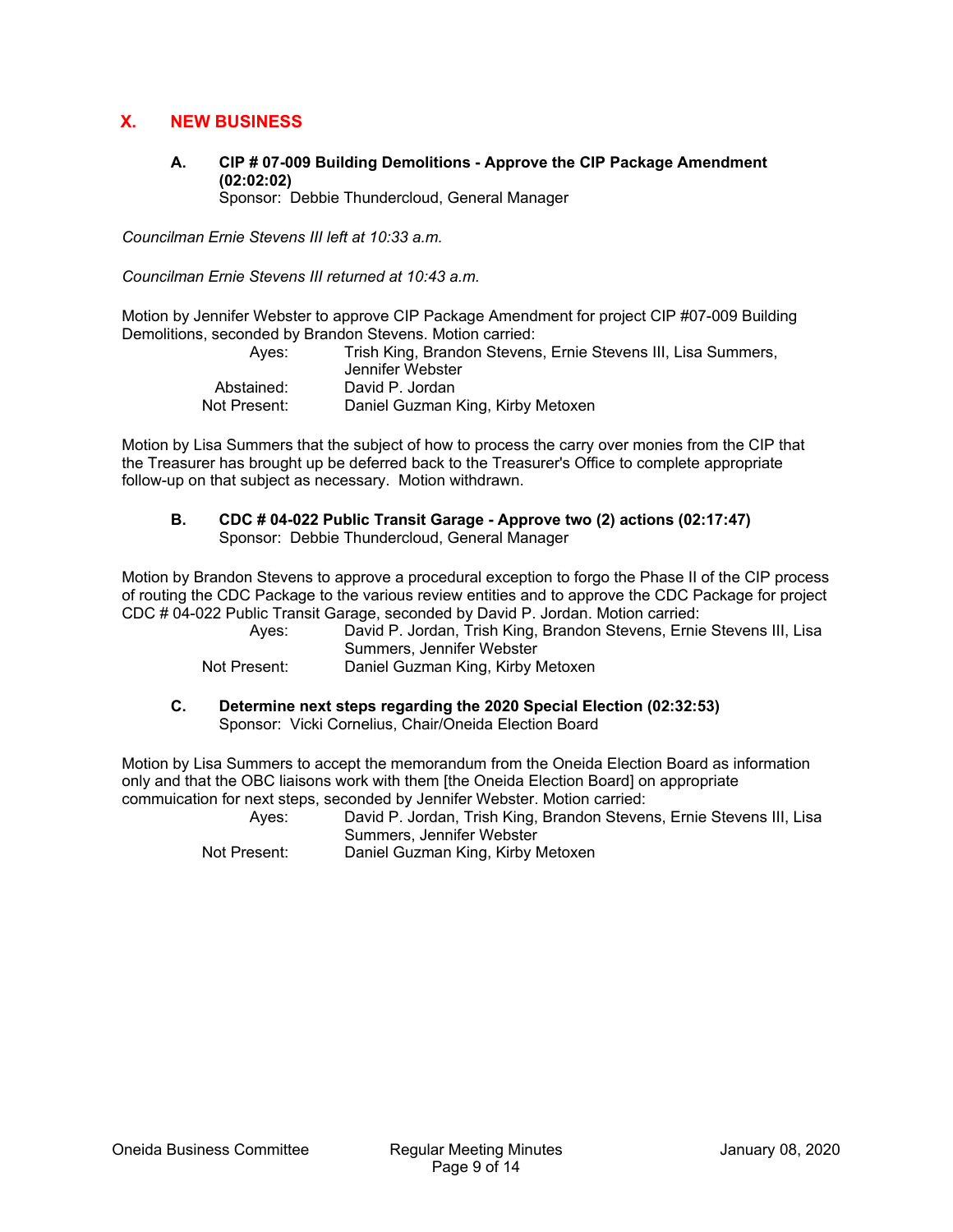## X. NEW BUSINESS

### A. CIP # 07-009 Building Demolitions - Approve the CIP Package Amendment (02:02:02)

Sponsor: Debbie Thundercloud, General Manager

*Councilman Ernie Stevens III left at 10:33 a.m.*

*Councilman Ernie Stevens III returned at 10:43 a.m.*

Motion by Jennifer Webster to approve CIP Package Amendment for project CIP #07-009 Building Demolitions, seconded by Brandon Stevens. Motion carried:

| | |
|---|---|
| Ayes: | Trish King, Brandon Stevens, Ernie Stevens III, Lisa Summers, Jennifer Webster |
| Abstained: | David P. Jordan |
| Not Present: | Daniel Guzman King, Kirby Metoxen |

Motion by Lisa Summers that the subject of how to process the carry over monies from the CIP that the Treasurer has brought up be deferred back to the Treasurer's Office to complete appropriate follow-up on that subject as necessary. Motion withdrawn.

### B. CDC # 04-022 Public Transit Garage - Approve two (2) actions (02:17:47)

Sponsor: Debbie Thundercloud, General Manager

Motion by Brandon Stevens to approve a procedural exception to forgo the Phase II of the CIP process of routing the CDC Package to the various review entities and to approve the CDC Package for project CDC # 04-022 Public Transit Garage, seconded by David P. Jordan. Motion carried:

| | |
|---|---|
| Ayes: | David P. Jordan, Trish King, Brandon Stevens, Ernie Stevens III, Lisa Summers, Jennifer Webster |
| Not Present: | Daniel Guzman King, Kirby Metoxen |

### C. Determine next steps regarding the 2020 Special Election (02:32:53)

Sponsor: Vicki Cornelius, Chair/Oneida Election Board

Motion by Lisa Summers to accept the memorandum from the Oneida Election Board as information only and that the OBC liaisons work with them [the Oneida Election Board] on appropriate commuication for next steps, seconded by Jennifer Webster. Motion carried:

| | |
|---|---|
| Ayes: | David P. Jordan, Trish King, Brandon Stevens, Ernie Stevens III, Lisa Summers, Jennifer Webster |
| Not Present: | Daniel Guzman King, Kirby Metoxen |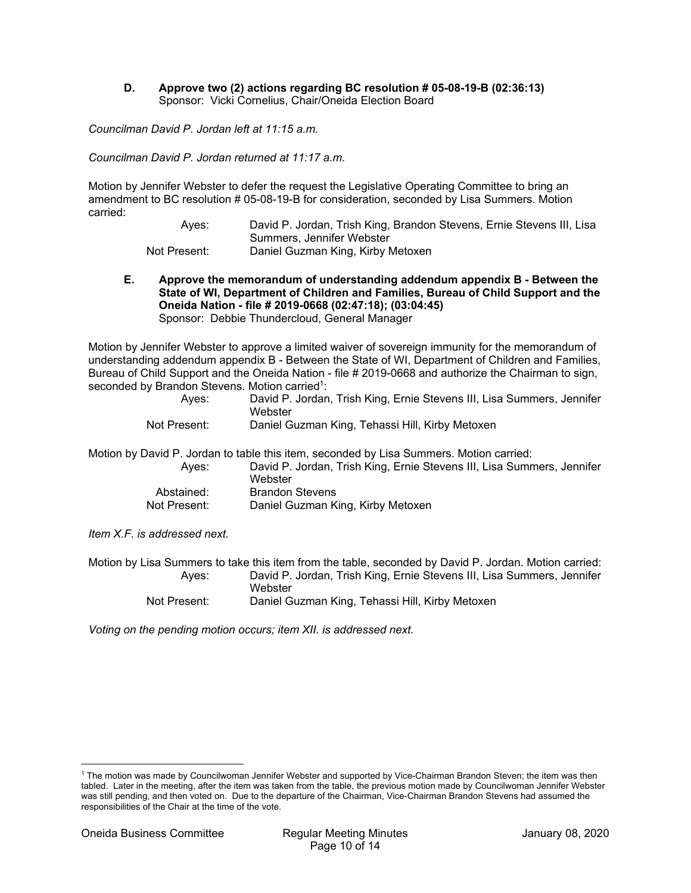**D. Approve two (2) actions regarding BC resolution # 05-08-19-B (02:36:13)**
Sponsor: Vicki Cornelius, Chair/Oneida Election Board

*Councilman David P. Jordan left at 11:15 a.m.*

*Councilman David P. Jordan returned at 11:17 a.m.*

Motion by Jennifer Webster to defer the request the Legislative Operating Committee to bring an amendment to BC resolution # 05-08-19-B for consideration, seconded by Lisa Summers. Motion carried:

Ayes: David P. Jordan, Trish King, Brandon Stevens, Ernie Stevens III, Lisa Summers, Jennifer Webster
Not Present: Daniel Guzman King, Kirby Metoxen

**E. Approve the memorandum of understanding addendum appendix B - Between the State of WI, Department of Children and Families, Bureau of Child Support and the Oneida Nation - file # 2019-0668 (02:47:18); (03:04:45)**
Sponsor: Debbie Thundercloud, General Manager

Motion by Jennifer Webster to approve a limited waiver of sovereign immunity for the memorandum of understanding addendum appendix B - Between the State of WI, Department of Children and Families, Bureau of Child Support and the Oneida Nation - file # 2019-0668 and authorize the Chairman to sign, seconded by Brandon Stevens. Motion carried[1]:

Ayes: David P. Jordan, Trish King, Ernie Stevens III, Lisa Summers, Jennifer Webster
Not Present: Daniel Guzman King, Tehassi Hill, Kirby Metoxen

Motion by David P. Jordan to table this item, seconded by Lisa Summers. Motion carried:

Ayes: David P. Jordan, Trish King, Ernie Stevens III, Lisa Summers, Jennifer Webster
Abstained: Brandon Stevens
Not Present: Daniel Guzman King, Kirby Metoxen

*Item X.F. is addressed next.*

Motion by Lisa Summers to take this item from the table, seconded by David P. Jordan. Motion carried:

Ayes: David P. Jordan, Trish King, Ernie Stevens III, Lisa Summers, Jennifer Webster
Not Present: Daniel Guzman King, Tehassi Hill, Kirby Metoxen

*Voting on the pending motion occurs; item XII. is addressed next.*

---

[1] The motion was made by Councilwoman Jennifer Webster and supported by Vice-Chairman Brandon Steven; the item was then tabled. Later in the meeting, after the item was taken from the table, the previous motion made by Councilwoman Jennifer Webster was still pending, and then voted on. Due to the departure of the Chairman, Vice-Chairman Brandon Stevens had assumed the responsibilities of the Chair at the time of the vote.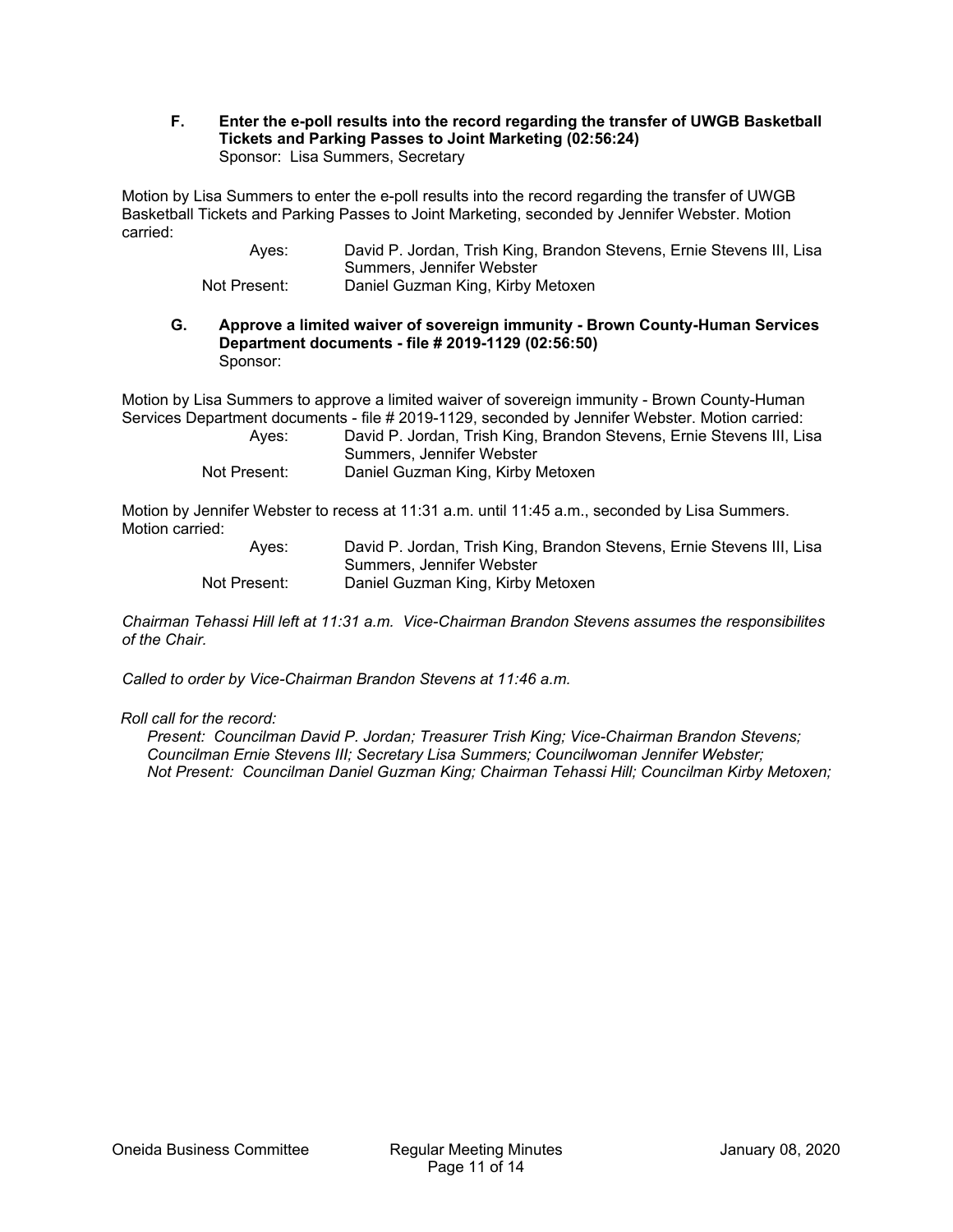**F. Enter the e-poll results into the record regarding the transfer of UWGB Basketball Tickets and Parking Passes to Joint Marketing (02:56:24)**
Sponsor: Lisa Summers, Secretary

Motion by Lisa Summers to enter the e-poll results into the record regarding the transfer of UWGB Basketball Tickets and Parking Passes to Joint Marketing, seconded by Jennifer Webster. Motion carried:

Ayes: David P. Jordan, Trish King, Brandon Stevens, Ernie Stevens III, Lisa Summers, Jennifer Webster
Not Present: Daniel Guzman King, Kirby Metoxen

**G. Approve a limited waiver of sovereign immunity - Brown County-Human Services Department documents - file # 2019-1129 (02:56:50)**
Sponsor:

Motion by Lisa Summers to approve a limited waiver of sovereign immunity - Brown County-Human Services Department documents - file # 2019-1129, seconded by Jennifer Webster. Motion carried:

Ayes: David P. Jordan, Trish King, Brandon Stevens, Ernie Stevens III, Lisa Summers, Jennifer Webster
Not Present: Daniel Guzman King, Kirby Metoxen

Motion by Jennifer Webster to recess at 11:31 a.m. until 11:45 a.m., seconded by Lisa Summers. Motion carried:

Ayes: David P. Jordan, Trish King, Brandon Stevens, Ernie Stevens III, Lisa Summers, Jennifer Webster
Not Present: Daniel Guzman King, Kirby Metoxen

*Chairman Tehassi Hill left at 11:31 a.m. Vice-Chairman Brandon Stevens assumes the responsibilites of the Chair.*

*Called to order by Vice-Chairman Brandon Stevens at 11:46 a.m.*

*Roll call for the record:*
*Present: Councilman David P. Jordan; Treasurer Trish King; Vice-Chairman Brandon Stevens; Councilman Ernie Stevens III; Secretary Lisa Summers; Councilwoman Jennifer Webster;*
*Not Present: Councilman Daniel Guzman King; Chairman Tehassi Hill; Councilman Kirby Metoxen;*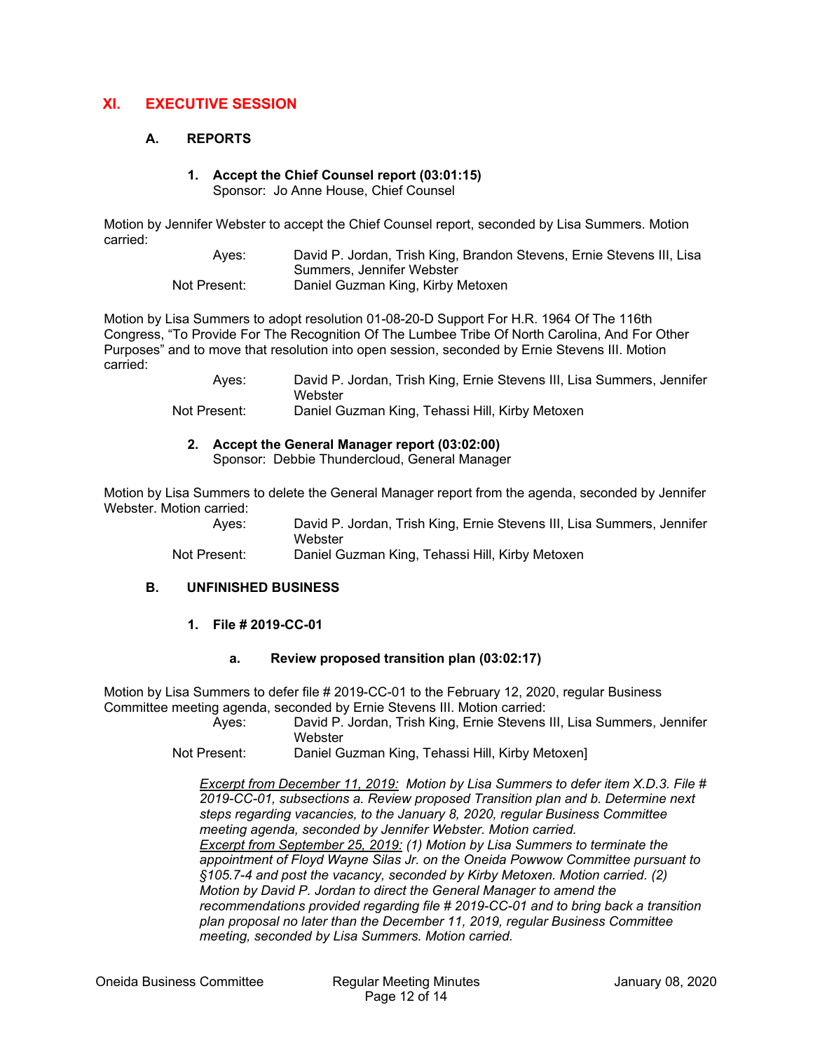# XI. EXECUTIVE SESSION

## A. REPORTS

### 1. Accept the Chief Counsel report (03:01:15)
Sponsor: Jo Anne House, Chief Counsel

Motion by Jennifer Webster to accept the Chief Counsel report, seconded by Lisa Summers. Motion carried:

Ayes: David P. Jordan, Trish King, Brandon Stevens, Ernie Stevens III, Lisa Summers, Jennifer Webster
Not Present: Daniel Guzman King, Kirby Metoxen

Motion by Lisa Summers to adopt resolution 01-08-20-D Support For H.R. 1964 Of The 116th Congress, "To Provide For The Recognition Of The Lumbee Tribe Of North Carolina, And For Other Purposes" and to move that resolution into open session, seconded by Ernie Stevens III. Motion carried:

Ayes: David P. Jordan, Trish King, Ernie Stevens III, Lisa Summers, Jennifer Webster
Not Present: Daniel Guzman King, Tehassi Hill, Kirby Metoxen

### 2. Accept the General Manager report (03:02:00)
Sponsor: Debbie Thundercloud, General Manager

Motion by Lisa Summers to delete the General Manager report from the agenda, seconded by Jennifer Webster. Motion carried:

Ayes: David P. Jordan, Trish King, Ernie Stevens III, Lisa Summers, Jennifer Webster
Not Present: Daniel Guzman King, Tehassi Hill, Kirby Metoxen

## B. UNFINISHED BUSINESS

### 1. File # 2019-CC-01

#### a. Review proposed transition plan (03:02:17)

Motion by Lisa Summers to defer file # 2019-CC-01 to the February 12, 2020, regular Business Committee meeting agenda, seconded by Ernie Stevens III. Motion carried:

Ayes: David P. Jordan, Trish King, Ernie Stevens III, Lisa Summers, Jennifer Webster
Not Present: Daniel Guzman King, Tehassi Hill, Kirby Metoxen]

*Excerpt from December 11, 2019: Motion by Lisa Summers to defer item X.D.3. File # 2019-CC-01, subsections a. Review proposed Transition plan and b. Determine next steps regarding vacancies, to the January 8, 2020, regular Business Committee meeting agenda, seconded by Jennifer Webster. Motion carried.*
*Excerpt from September 25, 2019: (1) Motion by Lisa Summers to terminate the appointment of Floyd Wayne Silas Jr. on the Oneida Powwow Committee pursuant to §105.7-4 and post the vacancy, seconded by Kirby Metoxen. Motion carried. (2) Motion by David P. Jordan to direct the General Manager to amend the recommendations provided regarding file # 2019-CC-01 and to bring back a transition plan proposal no later than the December 11, 2019, regular Business Committee meeting, seconded by Lisa Summers. Motion carried.*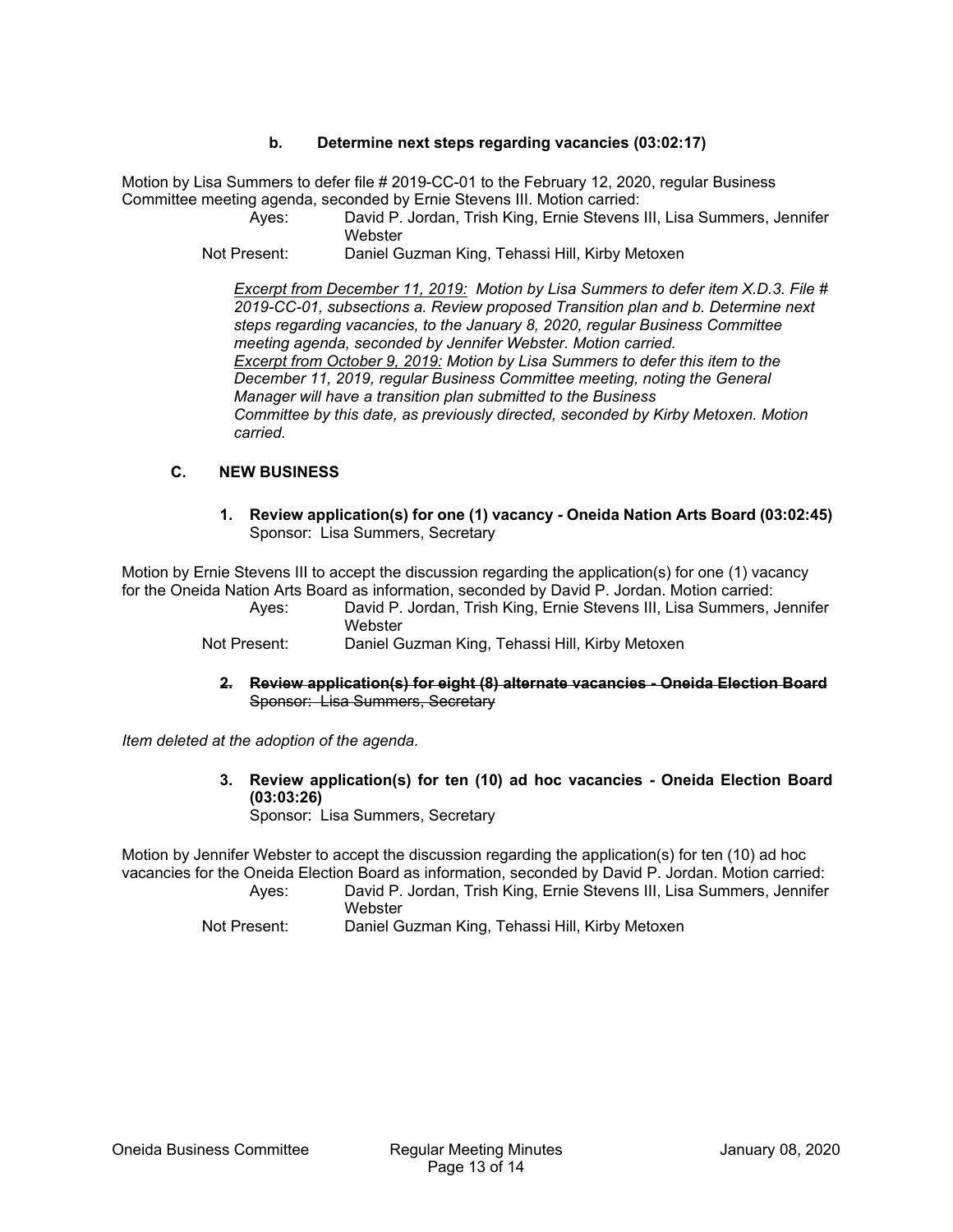#### b. Determine next steps regarding vacancies (03:02:17)

Motion by Lisa Summers to defer file # 2019-CC-01 to the February 12, 2020, regular Business Committee meeting agenda, seconded by Ernie Stevens III. Motion carried:

Ayes: David P. Jordan, Trish King, Ernie Stevens III, Lisa Summers, Jennifer Webster

Not Present: Daniel Guzman King, Tehassi Hill, Kirby Metoxen

*Excerpt from December 11, 2019: Motion by Lisa Summers to defer item X.D.3. File # 2019-CC-01, subsections a. Review proposed Transition plan and b. Determine next steps regarding vacancies, to the January 8, 2020, regular Business Committee meeting agenda, seconded by Jennifer Webster. Motion carried.*
*Excerpt from October 9, 2019: Motion by Lisa Summers to defer this item to the December 11, 2019, regular Business Committee meeting, noting the General Manager will have a transition plan submitted to the Business Committee by this date, as previously directed, seconded by Kirby Metoxen. Motion carried.*

### C. NEW BUSINESS

**1. Review application(s) for one (1) vacancy - Oneida Nation Arts Board (03:02:45)**
Sponsor: Lisa Summers, Secretary

Motion by Ernie Stevens III to accept the discussion regarding the application(s) for one (1) vacancy for the Oneida Nation Arts Board as information, seconded by David P. Jordan. Motion carried:

Ayes: David P. Jordan, Trish King, Ernie Stevens III, Lisa Summers, Jennifer Webster

Not Present: Daniel Guzman King, Tehassi Hill, Kirby Metoxen

~~**2. Review application(s) for eight (8) alternate vacancies - Oneida Election Board**~~
~~Sponsor: Lisa Summers, Secretary~~

*Item deleted at the adoption of the agenda.*

**3. Review application(s) for ten (10) ad hoc vacancies - Oneida Election Board (03:03:26)**
Sponsor: Lisa Summers, Secretary

Motion by Jennifer Webster to accept the discussion regarding the application(s) for ten (10) ad hoc vacancies for the Oneida Election Board as information, seconded by David P. Jordan. Motion carried:

Ayes: David P. Jordan, Trish King, Ernie Stevens III, Lisa Summers, Jennifer Webster

Not Present: Daniel Guzman King, Tehassi Hill, Kirby Metoxen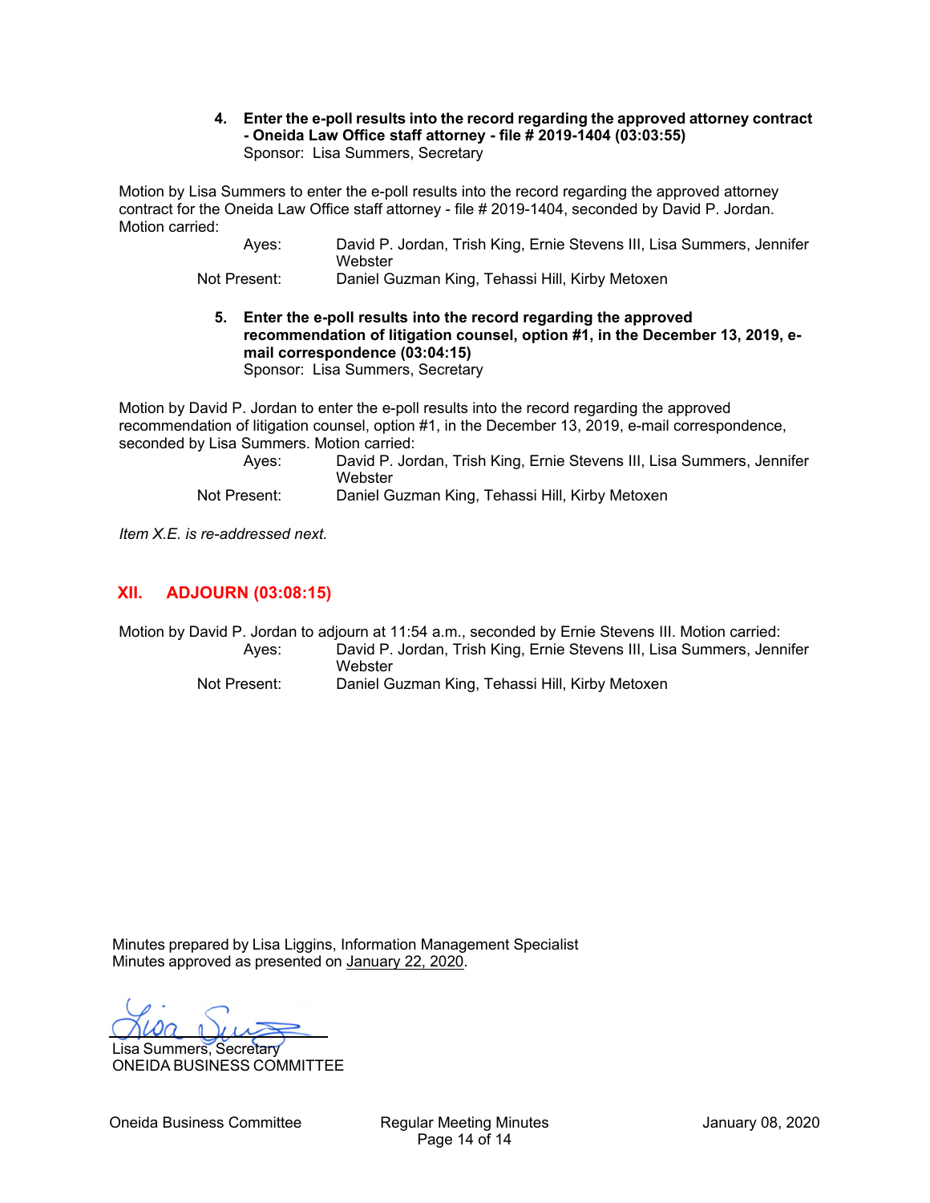**4. Enter the e-poll results into the record regarding the approved attorney contract - Oneida Law Office staff attorney - file # 2019-1404 (03:03:55)**
Sponsor: Lisa Summers, Secretary

Motion by Lisa Summers to enter the e-poll results into the record regarding the approved attorney contract for the Oneida Law Office staff attorney - file # 2019-1404, seconded by David P. Jordan. Motion carried:

| | |
|---|---|
| Ayes: | David P. Jordan, Trish King, Ernie Stevens III, Lisa Summers, Jennifer Webster |
| Not Present: | Daniel Guzman King, Tehassi Hill, Kirby Metoxen |

**5. Enter the e-poll results into the record regarding the approved recommendation of litigation counsel, option #1, in the December 13, 2019, e-mail correspondence (03:04:15)**
Sponsor: Lisa Summers, Secretary

Motion by David P. Jordan to enter the e-poll results into the record regarding the approved recommendation of litigation counsel, option #1, in the December 13, 2019, e-mail correspondence, seconded by Lisa Summers. Motion carried:

| | |
|---|---|
| Ayes: | David P. Jordan, Trish King, Ernie Stevens III, Lisa Summers, Jennifer Webster |
| Not Present: | Daniel Guzman King, Tehassi Hill, Kirby Metoxen |

*Item X.E. is re-addressed next.*

## XII. ADJOURN (03:08:15)

Motion by David P. Jordan to adjourn at 11:54 a.m., seconded by Ernie Stevens III. Motion carried:

| | |
|---|---|
| Ayes: | David P. Jordan, Trish King, Ernie Stevens III, Lisa Summers, Jennifer Webster |
| Not Present: | Daniel Guzman King, Tehassi Hill, Kirby Metoxen |

Minutes prepared by Lisa Liggins, Information Management Specialist
Minutes approved as presented on January 22, 2020.

Lisa Summers, Secretary
ONEIDA BUSINESS COMMITTEE